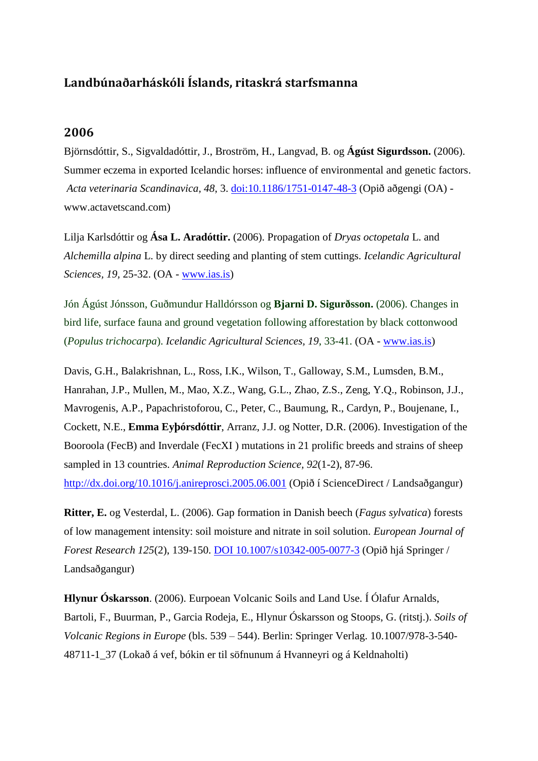# Landbúnaðarháskóli Íslands, ritaskrá starfsmanna

## 2006

Björnsdóttir, S., Sigvaldadóttir, J., Broström, H., Langvad, B. og **Ágúst Sigurdsson.** (2006). Summer eczema in exported Icelandic horses: influence of environmental and genetic factors. *Acta veterinaria Scandinavica, 48*, 3. doi:10.1186/1751-0147-48-3 (Opið aðgengi (OA) - www.actavetscand.com)

Lilja Karlsdóttir og **Ása L. Aradóttir.** (2006). Propagation of *Dryas octopetala* L. and *Alchemilla alpina* L. by direct seeding and planting of stem cuttings. *Icelandic Agricultural Sciences, 19*, 25-32. (OA - www.ias.is)

Jón Ágúst Jónsson, Guðmundur Halldórsson og **Bjarni D. Sigurðsson.** (2006). Changes in bird life, surface fauna and ground vegetation following afforestation by black cottonwood (*Populus trichocarpa*). *Icelandic Agricultural Sciences, 19*, 33-41. (OA - www.ias.is)

Davis, G.H., Balakrishnan, L., Ross, I.K., Wilson, T., Galloway, S.M., Lumsden, B.M., Hanrahan, J.P., Mullen, M., Mao, X.Z., Wang, G.L., Zhao, Z.S., Zeng, Y.Q., Robinson, J.J., Mavrogenis, A.P., Papachristoforou, C., Peter, C., Baumung, R., Cardyn, P., Boujenane, I., Cockett, N.E., **Emma Eyþórsdóttir**, Arranz, J.J. og Notter, D.R. (2006). Investigation of the Booroola (FecB) and Inverdale (FecXI ) mutations in 21 prolific breeds and strains of sheep sampled in 13 countries. *Animal Reproduction Science, 92*(1-2), 87-96. http://dx.doi.org/10.1016/j.anireprosci.2005.06.001 (Opið í ScienceDirect / Landsaðgangur)

**Ritter, E.** og Vesterdal, L. (2006). Gap formation in Danish beech (*Fagus sylvatica*) forests of low management intensity: soil moisture and nitrate in soil solution. *European Journal of Forest Research 125*(2), 139-150. DOI 10.1007/s10342-005-0077-3 (Opið hjá Springer / Landsaðgangur)

**Hlynur Óskarsson**. (2006). Eurpoean Volcanic Soils and Land Use. Í Ólafur Arnalds, Bartoli, F., Buurman, P., Garcia Rodeja, E., Hlynur Óskarsson og Stoops, G. (ritstj.). *Soils of Volcanic Regions in Europe* (bls. 539 – 544). Berlin: Springer Verlag. 10.1007/978-3-540-48711-1_37 (Lokað á vef, bókin er til söfnunum á Hvanneyri og á Keldnaholti)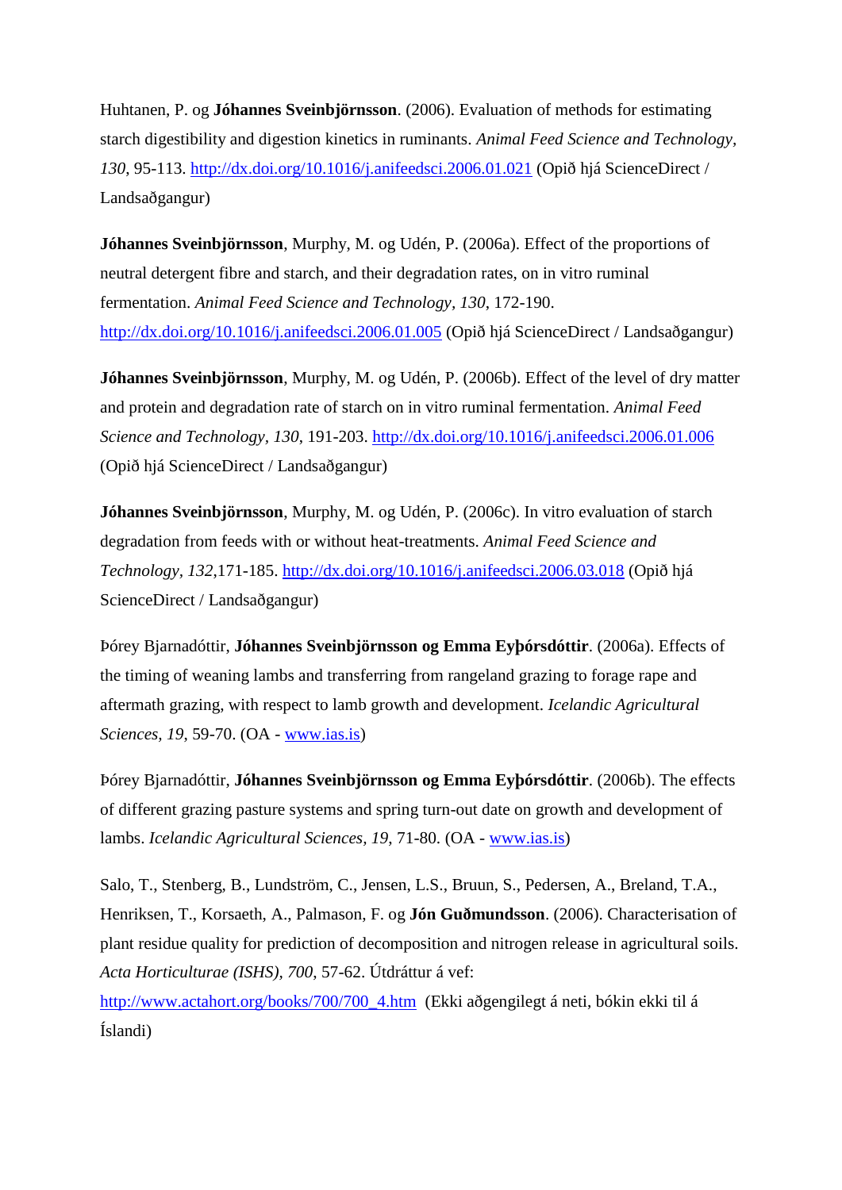Huhtanen, P. og **Jóhannes Sveinbjörnsson**. (2006). Evaluation of methods for estimating starch digestibility and digestion kinetics in ruminants. *Animal Feed Science and Technology, 130*, 95-113. http://dx.doi.org/10.1016/j.anifeedsci.2006.01.021 (Opið hjá ScienceDirect / Landsaðgangur)

**Jóhannes Sveinbjörnsson**, Murphy, M. og Udén, P. (2006a). Effect of the proportions of neutral detergent fibre and starch, and their degradation rates, on in vitro ruminal fermentation. *Animal Feed Science and Technology, 130*, 172-190. http://dx.doi.org/10.1016/j.anifeedsci.2006.01.005 (Opið hjá ScienceDirect / Landsaðgangur)

**Jóhannes Sveinbjörnsson**, Murphy, M. og Udén, P. (2006b). Effect of the level of dry matter and protein and degradation rate of starch on in vitro ruminal fermentation. *Animal Feed Science and Technology, 130*, 191-203. http://dx.doi.org/10.1016/j.anifeedsci.2006.01.006 (Opið hjá ScienceDirect / Landsaðgangur)

**Jóhannes Sveinbjörnsson**, Murphy, M. og Udén, P. (2006c). In vitro evaluation of starch degradation from feeds with or without heat-treatments. *Animal Feed Science and Technology, 132*,171-185. http://dx.doi.org/10.1016/j.anifeedsci.2006.03.018 (Opið hjá ScienceDirect / Landsaðgangur)

Þórey Bjarnadóttir, **Jóhannes Sveinbjörnsson og Emma Eyþórsdóttir**. (2006a). Effects of the timing of weaning lambs and transferring from rangeland grazing to forage rape and aftermath grazing, with respect to lamb growth and development. *Icelandic Agricultural Sciences, 19*, 59-70. (OA - www.ias.is)

Þórey Bjarnadóttir, **Jóhannes Sveinbjörnsson og Emma Eyþórsdóttir**. (2006b). The effects of different grazing pasture systems and spring turn-out date on growth and development of lambs. *Icelandic Agricultural Sciences, 19*, 71-80. (OA - www.ias.is)

Salo, T., Stenberg, B., Lundström, C., Jensen, L.S., Bruun, S., Pedersen, A., Breland, T.A., Henriksen, T., Korsaeth, A., Palmason, F. og **Jón Guðmundsson**. (2006). Characterisation of plant residue quality for prediction of decomposition and nitrogen release in agricultural soils. *Acta Horticulturae (ISHS), 700*, 57-62. Útdráttur á vef: http://www.actahort.org/books/700/700_4.htm (Ekki aðgengilegt á neti, bókin ekki til á Íslandi)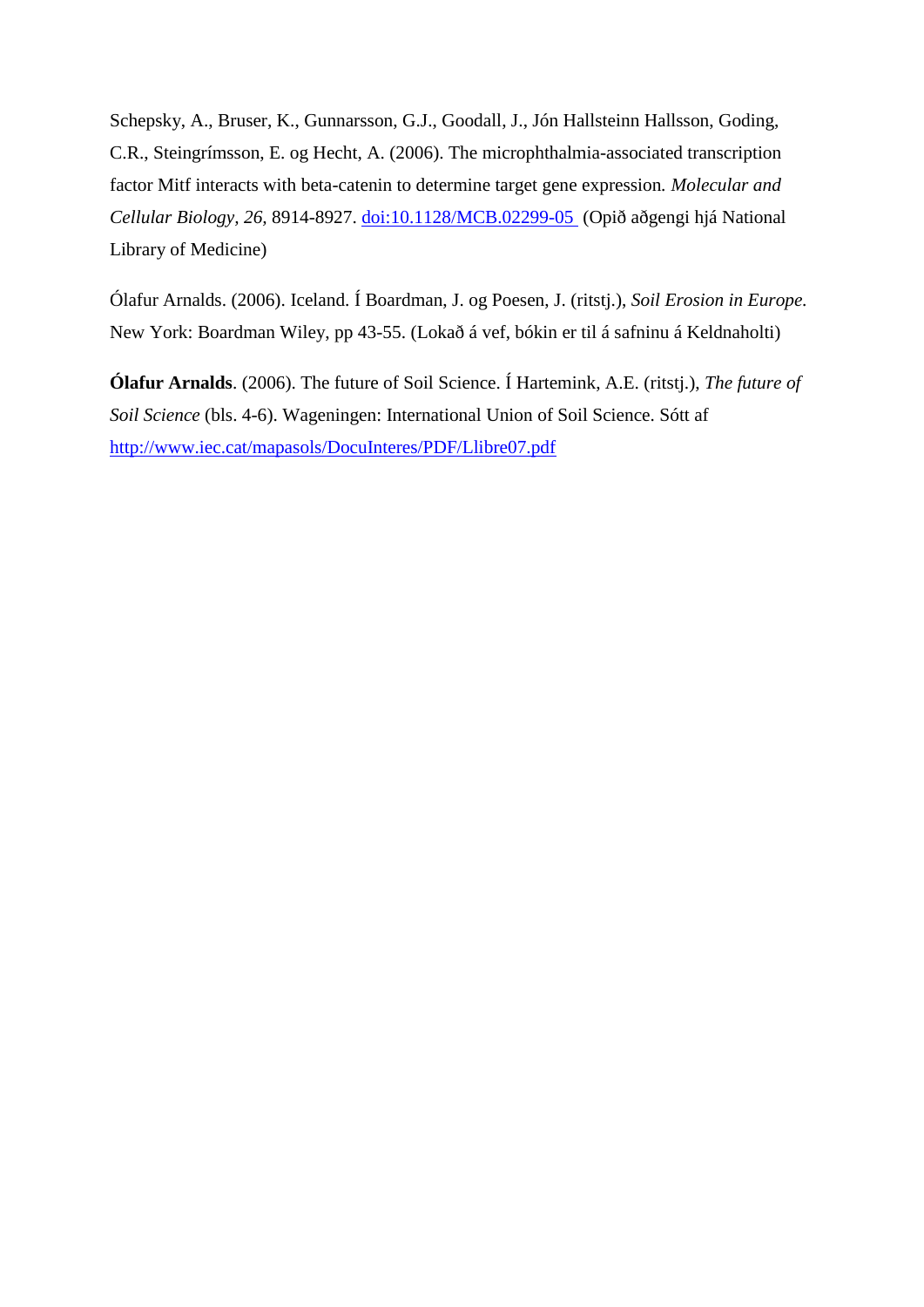Schepsky, A., Bruser, K., Gunnarsson, G.J., Goodall, J., Jón Hallsteinn Hallsson, Goding, C.R., Steingrímsson, E. og Hecht, A. (2006). The microphthalmia-associated transcription factor Mitf interacts with beta-catenin to determine target gene expression. *Molecular and Cellular Biology, 26,* 8914-8927. [doi:10.1128/MCB.02299-05](doi:10.1128/MCB.02299-05) (Opið aðgengi hjá National Library of Medicine)

Ólafur Arnalds. (2006). Iceland. Í Boardman, J. og Poesen, J. (ritstj.), *Soil Erosion in Europe.* New York: Boardman Wiley, pp 43-55. (Lokað á vef, bókin er til á safninu á Keldnaholti)

**Ólafur Arnalds**. (2006). The future of Soil Science. Í Hartemink, A.E. (ritstj.), *The future of Soil Science* (bls. 4-6). Wageningen: International Union of Soil Science. Sótt af http://www.iec.cat/mapasols/DocuInteres/PDF/Llibre07.pdf